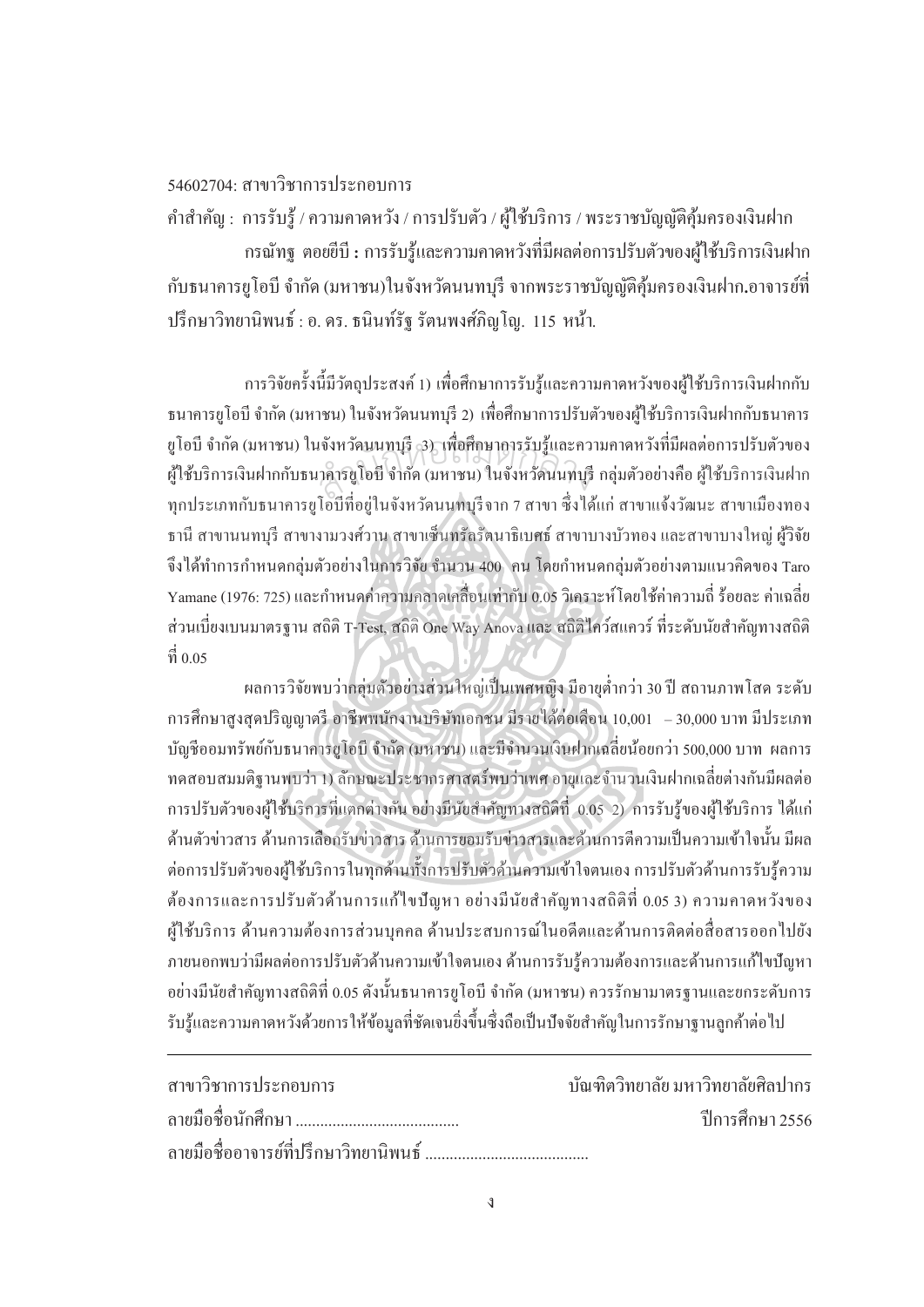54602704: สาขาวิชาการประกอบการ

คำสำคัญ : การรับรู้ / ความคาดหวัง / การปรับตัว / ผู้ใช้บริการ / พระราชบัญญัติคุ้มครองเงินฝาก

กรณัทฐ ดอยยีบี : การรับรู้และความคาดหวังที่มีผลต่อการปรับตัวของผู้ใช้บริการเงินฝากกับธนาคารยูโอบี จำกัด (มหาชน)ในจังหวัดนนทบุรี จากพระราชบัญญัติคุ้มครองเงินฝาก.อาจารย์ที่ปรึกษาวิทยานิพนธ์ : อ. ดร. ธนินท์รัฐ รัตนพงศ์ภิญโญ. 115 หน้า.

การวิจัยครั้งนี้มีวัตถุประสงค์ 1) เพื่อศึกษาการรับรู้และความคาดหวังของผู้ใช้บริการเงินฝากกับธนาคารยูโอบี จำกัด (มหาชน) ในจังหวัดนนทบุรี 2) เพื่อศึกษาการปรับตัวของผู้ใช้บริการเงินฝากกับธนาคารยูโอบี จำกัด (มหาชน) ในจังหวัดนนทบุรี 3) เพื่อศึกษาการรับรู้และความคาดหวังที่มีผลต่อการปรับตัวของผู้ใช้บริการเงินฝากกับธนาคารยูโอบี จำกัด (มหาชน) ในจังหวัดนนทบุรี กลุ่มตัวอย่างคือ ผู้ใช้บริการเงินฝากทุกประเภทกับธนาคารยูโอบีที่อยู่ในจังหวัดนนทบุรีจาก 7 สาขา ซึ่งได้แก่ สาขาแจ้งวัฒนะ สาขาเมืองทองธานี สาขานนทบุรี สาขางามวงศ์วาน สาขาเซ็นทรัลรัตนาธิเบศร์ สาขาบางบัวทอง และสาขาบางใหญ่ ผู้วิจัยจึงได้ทำการกำหนดกลุ่มตัวอย่างในการวิจัย จำนวน 400 คน โดยกำหนดกลุ่มตัวอย่างตามแนวคิดของ Taro Yamane (1976: 725) และกำหนดค่าความคลาดเคลื่อนเท่ากับ 0.05 วิเคราะห์โดยใช้ค่าความถี่ ร้อยละ ค่าเฉลี่ย ส่วนเบี่ยงเบนมาตรฐาน สถิติ T-Test, สถิติ One Way Anova และ สถิติไคว์สแควร์ ที่ระดับนัยสำคัญทางสถิติที่ 0.05

ผลการวิจัยพบว่ากลุ่มตัวอย่างส่วนใหญ่เป็นเพศหญิง มีอายุต่ำกว่า 30 ปี สถานภาพโสด ระดับการศึกษาสูงสุดปริญญาตรี อาชีพพนักงานบริษัทเอกชน มีรายได้ต่อเดือน 10,001 – 30,000 บาท มีประเภทบัญชีออมทรัพย์กับธนาคารยูโอบี จำกัด (มหาชน) และมีจำนวนเงินฝากเฉลี่ยน้อยกว่า 500,000 บาท ผลการทดสอบสมมติฐานพบว่า 1) ลักษณะประชากรศาสตร์พบว่าเพศ อายุและจำนวนเงินฝากเฉลี่ยต่างกันมีผลต่อการปรับตัวของผู้ใช้บริการที่แตกต่างกัน อย่างมีนัยสำคัญทางสถิติที่ 0.05 2) การรับรู้ของผู้ใช้บริการ ได้แก่ ด้านตัวข่าวสาร ด้านการเลือกรับข่าวสาร ด้านการยอมรับข่าวสารและด้านการตีความเป็นความเข้าใจนั้น มีผลต่อการปรับตัวของผู้ใช้บริการในทุกด้านทั้งการปรับตัวด้านความเข้าใจตนเอง การปรับตัวด้านการรับรู้ความต้องการและการปรับตัวด้านการแก้ไขปัญหา อย่างมีนัยสำคัญทางสถิติที่ 0.05 3) ความคาดหวังของผู้ใช้บริการ ด้านความต้องการส่วนบุคคล ด้านประสบการณ์ในอดีตและด้านการติดต่อสื่อสารออกไปยังภายนอกพบว่ามีผลต่อการปรับตัวด้านความเข้าใจตนเอง ด้านการรับรู้ความต้องการและด้านการแก้ไขปัญหา อย่างมีนัยสำคัญทางสถิติที่ 0.05 ดังนั้นธนาคารยูโอบี จำกัด (มหาชน) ควรรักษามาตรฐานและยกระดับการรับรู้และความคาดหวังด้วยการให้ข้อมูลที่ชัดเจนยิ่งขึ้นซึ่งถือเป็นปัจจัยสำคัญในการรักษาฐานลูกค้าต่อไป

---

สาขาวิชาการประกอบการ บัณฑิตวิทยาลัย มหาวิทยาลัยศิลปากร

ลายมือชื่อนักศึกษา ........................................ ปีการศึกษา 2556

ลายมือชื่ออาจารย์ที่ปรึกษาวิทยานิพนธ์ ........................................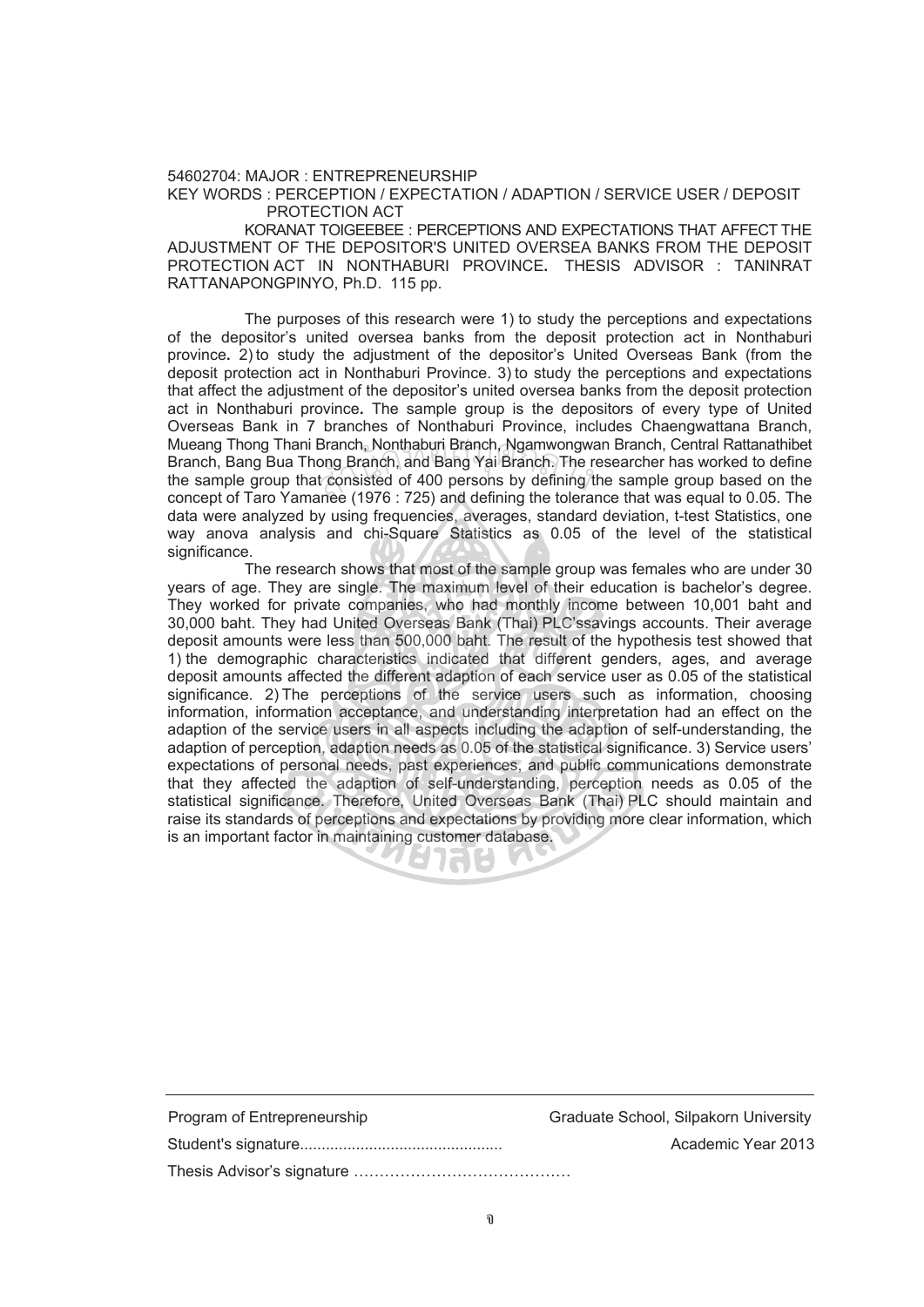54602704: MAJOR : ENTREPRENEURSHIP

KEY WORDS : PERCEPTION / EXPECTATION / ADAPTION / SERVICE USER / DEPOSIT PROTECTION ACT

KORANAT TOIGEEBEE : PERCEPTIONS AND EXPECTATIONS THAT AFFECT THE ADJUSTMENT OF THE DEPOSITOR'S UNITED OVERSEA BANKS FROM THE DEPOSIT PROTECTION ACT IN NONTHABURI PROVINCE**.** THESIS ADVISOR : TANINRAT RATTANAPONGPINYO, Ph.D. 115 pp.

The purposes of this research were 1) to study the perceptions and expectations of the depositor's united oversea banks from the deposit protection act in Nonthaburi province**.** 2) to study the adjustment of the depositor's United Overseas Bank (from the deposit protection act in Nonthaburi Province. 3) to study the perceptions and expectations that affect the adjustment of the depositor's united oversea banks from the deposit protection act in Nonthaburi province**.** The sample group is the depositors of every type of United Overseas Bank in 7 branches of Nonthaburi Province, includes Chaengwattana Branch, Mueang Thong Thani Branch, Nonthaburi Branch, Ngamwongwan Branch, Central Rattanathibet Branch, Bang Bua Thong Branch, and Bang Yai Branch. The researcher has worked to define the sample group that consisted of 400 persons by defining the sample group based on the concept of Taro Yamanee (1976 : 725) and defining the tolerance that was equal to 0.05. The data were analyzed by using frequencies, averages, standard deviation, t-test Statistics, one way anova analysis and chi-Square Statistics as 0.05 of the level of the statistical significance.

The research shows that most of the sample group was females who are under 30 years of age. They are single. The maximum level of their education is bachelor's degree. They worked for private companies, who had monthly income between 10,001 baht and 30,000 baht. They had United Overseas Bank (Thai) PLC'ssavings accounts. Their average deposit amounts were less than 500,000 baht. The result of the hypothesis test showed that 1) the demographic characteristics indicated that different genders, ages, and average deposit amounts affected the different adaption of each service user as 0.05 of the statistical significance. 2) The perceptions of the service users such as information, choosing information, information acceptance, and understanding interpretation had an effect on the adaption of the service users in all aspects including the adaption of self-understanding, the adaption of perception, adaption needs as 0.05 of the statistical significance. 3) Service users' expectations of personal needs, past experiences, and public communications demonstrate that they affected the adaption of self-understanding, perception needs as 0.05 of the statistical significance. Therefore, United Overseas Bank (Thai) PLC should maintain and raise its standards of perceptions and expectations by providing more clear information, which is an important factor in maintaining customer database.

---

Program of Entrepreneurship | Graduate School, Silpakorn University

Student's signature............................................... | Academic Year 2013

Thesis Advisor's signature ……………………………………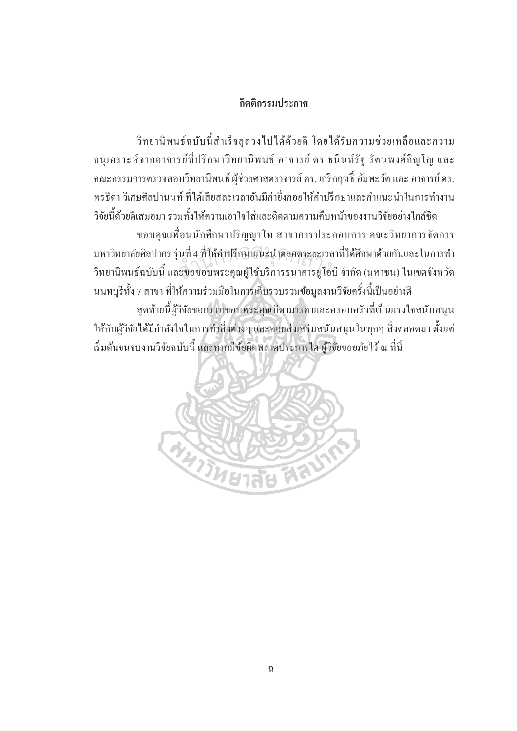# กิตติกรรมประกาศ

วิทยานิพนธ์ฉบับนี้สำเร็จลุล่วงไปได้ด้วยดี โดยได้รับความช่วยเหลือและความอนุเคราะห์จากอาจารย์ที่ปรึกษาวิทยานิพนธ์ อาจารย์ ดร.ธนินท์รัฐ รัตนพงศ์ภิญโญ และคณะกรรมการตรวจสอบวิทยานิพนธ์ ผู้ช่วยศาสตราจารย์ ดร. เกริกฤทธิ์ อัมพะวัต และ อาจารย์ ดร. พรธิดา วิเศษศิลปานนท์ ที่ได้เสียสละเวลาอันมีค่ายิ่งคอยให้คำปรึกษาและคำแนะนำในการทำงานวิจัยนี้ด้วยดีเสมอมา รวมทั้งให้ความเอาใจใส่และติดตามความคืบหน้าของงานวิจัยอย่างใกล้ชิด

ขอบคุณเพื่อนนักศึกษาปริญญาโท สาขาการประกอบการ คณะวิทยาการจัดการ มหาวิทยาลัยศิลปากร รุ่นที่ 4 ที่ให้คำปรึกษาแนะนำตลอดระยะเวลาที่ได้ศึกษาด้วยกันและในการทำวิทยานิพนธ์ฉบับนี้ และขอขอบพระคุณผู้ใช้บริการธนาคารยูโอบี จำกัด (มหาชน) ในเขตจังหวัดนนทบุรีทั้ง 7 สาขา ที่ให้ความร่วมมือในการเก็บรวบรวมข้อมูลงานวิจัยครั้งนี้เป็นอย่างดี

สุดท้ายนี้ผู้วิจัยขอกราบขอบพระคุณบิดามารดาและครอบครัวที่เป็นแรงใจสนับสนุนให้กับผู้วิจัยได้มีกำลังใจในการทำสิ่งต่างๆ และคอยส่งเสริมสนันสนุนในทุกๆ สิ่งตลอดมา ตั้งแต่เริ่มต้นจนจบงานวิจัยฉบับนี้ และหากมีข้อผิดพลาดประการใด ผู้วิจัยขออภัยไว้ ณ ที่นี้